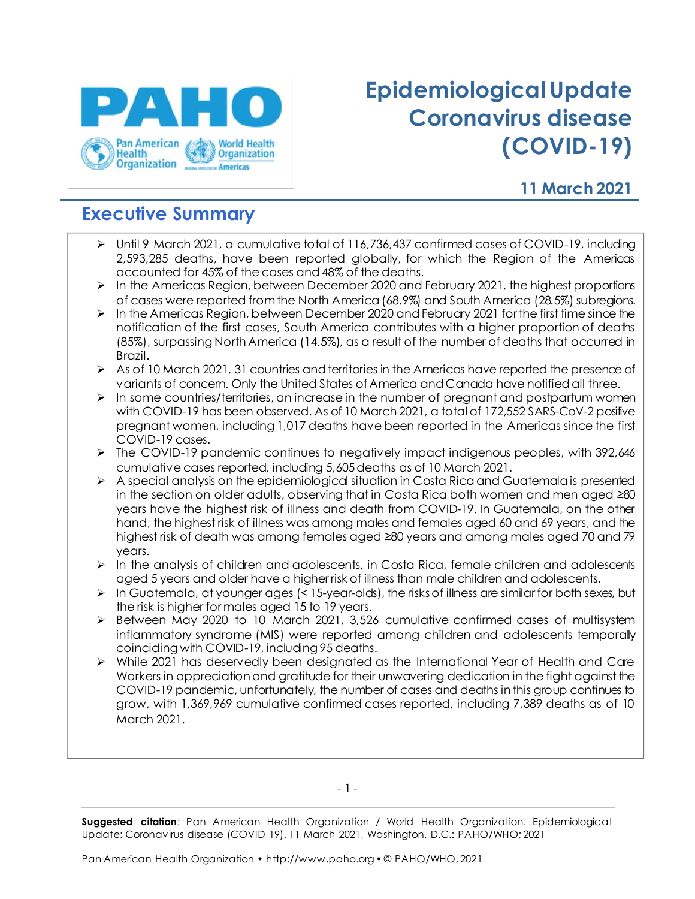# Epidemiological Update Coronavirus disease (COVID-19)

**11 March 2021**

## Executive Summary

- Until 9 March 2021, a cumulative total of 116,736,437 confirmed cases of COVID-19, including 2,593,285 deaths, have been reported globally, for which the Region of the Americas accounted for 45% of the cases and 48% of the deaths.
- In the Americas Region, between December 2020 and February 2021, the highest proportions of cases were reported from the North America (68.9%) and South America (28.5%) subregions.
- In the Americas Region, between December 2020 and February 2021 for the first time since the notification of the first cases, South America contributes with a higher proportion of deaths (85%), surpassing North America (14.5%), as a result of the number of deaths that occurred in Brazil.
- As of 10 March 2021, 31 countries and territories in the Americas have reported the presence of variants of concern. Only the United States of America and Canada have notified all three.
- In some countries/territories, an increase in the number of pregnant and postpartum women with COVID-19 has been observed. As of 10 March 2021, a total of 172,552 SARS-CoV-2 positive pregnant women, including 1,017 deaths have been reported in the Americas since the first COVID-19 cases.
- The COVID-19 pandemic continues to negatively impact indigenous peoples, with 392,646 cumulative cases reported, including 5,605 deaths as of 10 March 2021.
- A special analysis on the epidemiological situation in Costa Rica and Guatemala is presented in the section on older adults, observing that in Costa Rica both women and men aged ≥80 years have the highest risk of illness and death from COVID-19. In Guatemala, on the other hand, the highest risk of illness was among males and females aged 60 and 69 years, and the highest risk of death was among females aged ≥80 years and among males aged 70 and 79 years.
- In the analysis of children and adolescents, in Costa Rica, female children and adolescents aged 5 years and older have a higher risk of illness than male children and adolescents.
- In Guatemala, at younger ages (< 15-year-olds), the risks of illness are similar for both sexes, but the risk is higher for males aged 15 to 19 years.
- Between May 2020 to 10 March 2021, 3,526 cumulative confirmed cases of multisystem inflammatory syndrome (MIS) were reported among children and adolescents temporally coinciding with COVID-19, including 95 deaths.
- While 2021 has deservedly been designated as the International Year of Health and Care Workers in appreciation and gratitude for their unwavering dedication in the fight against the COVID-19 pandemic, unfortunately, the number of cases and deaths in this group continues to grow, with 1,369,969 cumulative confirmed cases reported, including 7,389 deaths as of 10 March 2021.

**Suggested citation**: Pan American Health Organization / World Health Organization. Epidemiological Update: Coronavirus disease (COVID-19). 11 March 2021, Washington, D.C.: PAHO/WHO; 2021

Pan American Health Organization • http://www.paho.org • © PAHO/WHO, 2021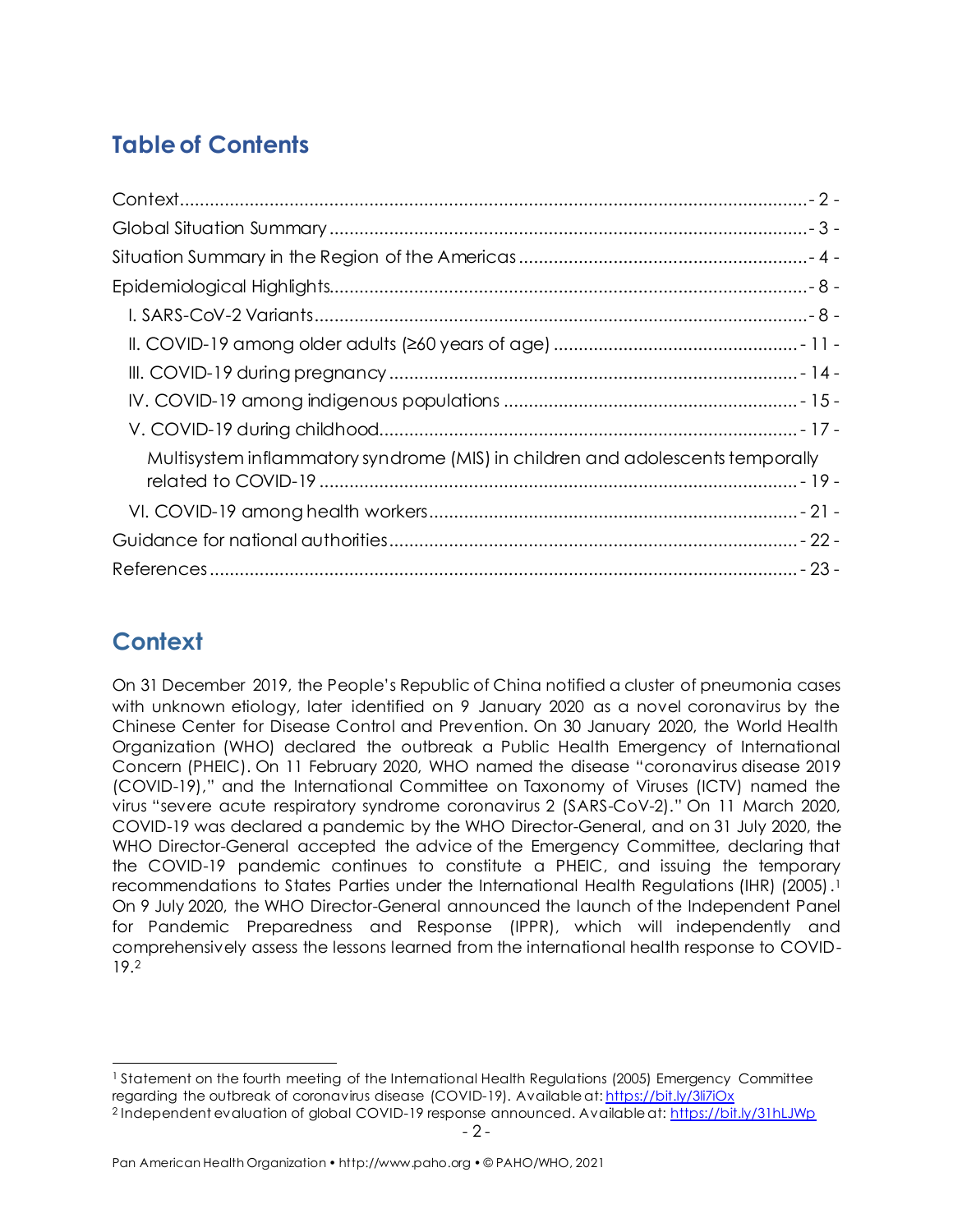## Table of Contents

- Context - 2 -
- Global Situation Summary - 3 -
- Situation Summary in the Region of the Americas - 4 -
- Epidemiological Highlights - 8 -
  - I. SARS-CoV-2 Variants - 8 -
  - II. COVID-19 among older adults (≥60 years of age) - 11 -
  - III. COVID-19 during pregnancy - 14 -
  - IV. COVID-19 among indigenous populations - 15 -
  - V. COVID-19 during childhood - 17 -
    - Multisystem inflammatory syndrome (MIS) in children and adolescents temporally related to COVID-19 - 19 -
  - VI. COVID-19 among health workers - 21 -
- Guidance for national authorities - 22 -
- References - 23 -

## Context

On 31 December 2019, the People's Republic of China notified a cluster of pneumonia cases with unknown etiology, later identified on 9 January 2020 as a novel coronavirus by the Chinese Center for Disease Control and Prevention. On 30 January 2020, the World Health Organization (WHO) declared the outbreak a Public Health Emergency of International Concern (PHEIC). On 11 February 2020, WHO named the disease "coronavirus disease 2019 (COVID-19)," and the International Committee on Taxonomy of Viruses (ICTV) named the virus "severe acute respiratory syndrome coronavirus 2 (SARS-CoV-2)." On 11 March 2020, COVID-19 was declared a pandemic by the WHO Director-General, and on 31 July 2020, the WHO Director-General accepted the advice of the Emergency Committee, declaring that the COVID-19 pandemic continues to constitute a PHEIC, and issuing the temporary recommendations to States Parties under the International Health Regulations (IHR) (2005).[1] On 9 July 2020, the WHO Director-General announced the launch of the Independent Panel for Pandemic Preparedness and Response (IPPR), which will independently and comprehensively assess the lessons learned from the international health response to COVID-19.[2]

---

[1] Statement on the fourth meeting of the International Health Regulations (2005) Emergency Committee regarding the outbreak of coronavirus disease (COVID-19). Available at: https://bit.ly/3li7iOx

[2] Independent evaluation of global COVID-19 response announced. Available at: https://bit.ly/31hLJWp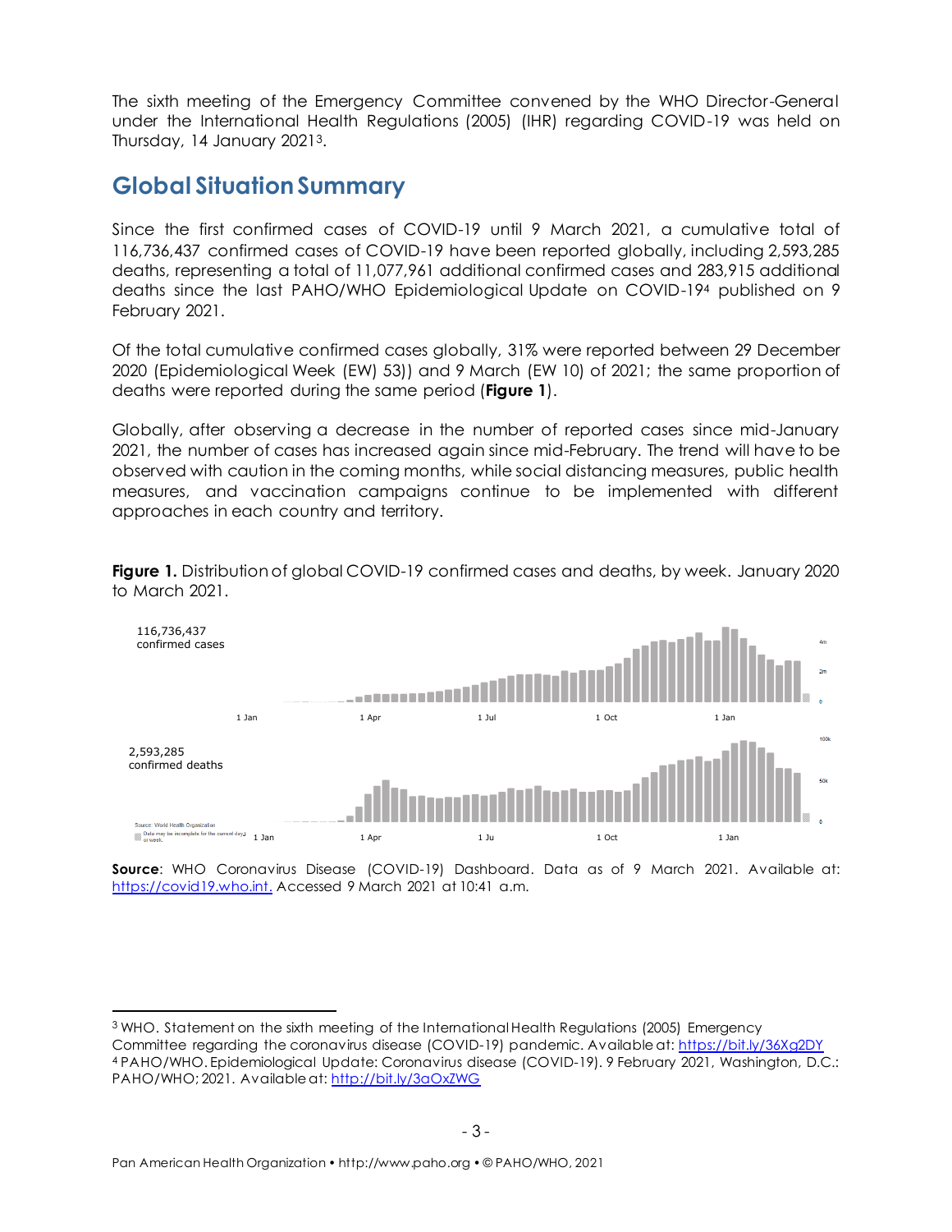The sixth meeting of the Emergency Committee convened by the WHO Director-General under the International Health Regulations (2005) (IHR) regarding COVID-19 was held on Thursday, 14 January 2021[3].

## Global Situation Summary

Since the first confirmed cases of COVID-19 until 9 March 2021, a cumulative total of 116,736,437 confirmed cases of COVID-19 have been reported globally, including 2,593,285 deaths, representing a total of 11,077,961 additional confirmed cases and 283,915 additional deaths since the last PAHO/WHO Epidemiological Update on COVID-19[4] published on 9 February 2021.

Of the total cumulative confirmed cases globally, 31% were reported between 29 December 2020 (Epidemiological Week (EW) 53)) and 9 March (EW 10) of 2021; the same proportion of deaths were reported during the same period (**Figure 1**).

Globally, after observing a decrease in the number of reported cases since mid-January 2021, the number of cases has increased again since mid-February. The trend will have to be observed with caution in the coming months, while social distancing measures, public health measures, and vaccination campaigns continue to be implemented with different approaches in each country and territory.

**Figure 1.** Distribution of global COVID-19 confirmed cases and deaths, by week. January 2020 to March 2021.

**Source**: WHO Coronavirus Disease (COVID-19) Dashboard. Data as of 9 March 2021. Available at: https://covid19.who.int. Accessed 9 March 2021 at 10:41 a.m.

---

[3] WHO. Statement on the sixth meeting of the International Health Regulations (2005) Emergency Committee regarding the coronavirus disease (COVID-19) pandemic. Available at: https://bit.ly/36Xg2DY

[4] PAHO/WHO. Epidemiological Update: Coronavirus disease (COVID-19). 9 February 2021, Washington, D.C.: PAHO/WHO; 2021. Available at: http://bit.ly/3aOxZWG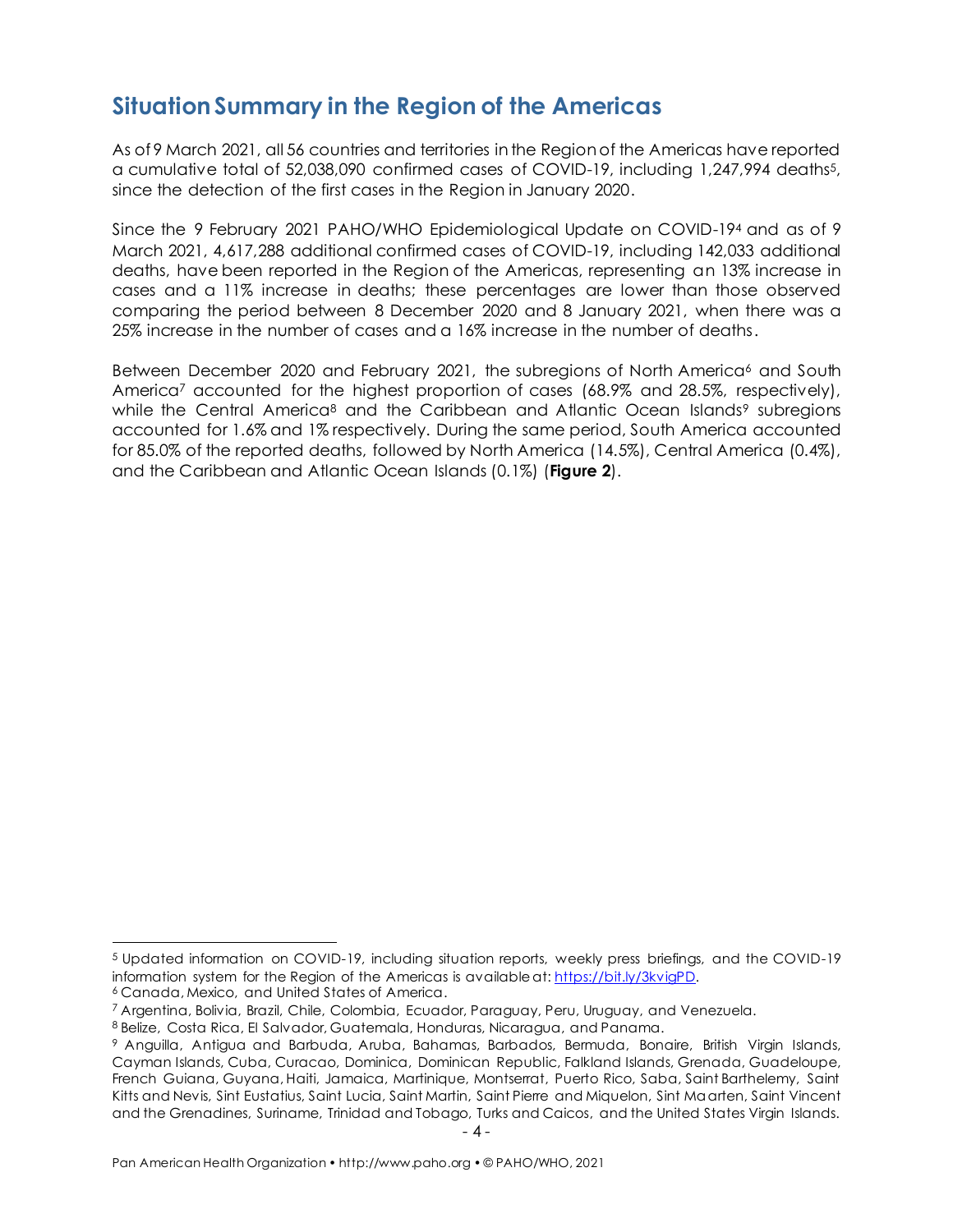## Situation Summary in the Region of the Americas

As of 9 March 2021, all 56 countries and territories in the Region of the Americas have reported a cumulative total of 52,038,090 confirmed cases of COVID-19, including 1,247,994 deaths[5], since the detection of the first cases in the Region in January 2020.

Since the 9 February 2021 PAHO/WHO Epidemiological Update on COVID-19[4] and as of 9 March 2021, 4,617,288 additional confirmed cases of COVID-19, including 142,033 additional deaths, have been reported in the Region of the Americas, representing an 13% increase in cases and a 11% increase in deaths; these percentages are lower than those observed comparing the period between 8 December 2020 and 8 January 2021, when there was a 25% increase in the number of cases and a 16% increase in the number of deaths.

Between December 2020 and February 2021, the subregions of North America[6] and South America[7] accounted for the highest proportion of cases (68.9% and 28.5%, respectively), while the Central America[8] and the Caribbean and Atlantic Ocean Islands[9] subregions accounted for 1.6% and 1% respectively. During the same period, South America accounted for 85.0% of the reported deaths, followed by North America (14.5%), Central America (0.4%), and the Caribbean and Atlantic Ocean Islands (0.1%) (**Figure 2**).

---

[5] Updated information on COVID-19, including situation reports, weekly press briefings, and the COVID-19 information system for the Region of the Americas is available at: https://bit.ly/3kvigPD.

[6] Canada, Mexico, and United States of America.

[7] Argentina, Bolivia, Brazil, Chile, Colombia, Ecuador, Paraguay, Peru, Uruguay, and Venezuela.

[8] Belize, Costa Rica, El Salvador, Guatemala, Honduras, Nicaragua, and Panama.

[9] Anguilla, Antigua and Barbuda, Aruba, Bahamas, Barbados, Bermuda, Bonaire, British Virgin Islands, Cayman Islands, Cuba, Curacao, Dominica, Dominican Republic, Falkland Islands, Grenada, Guadeloupe, French Guiana, Guyana, Haiti, Jamaica, Martinique, Montserrat, Puerto Rico, Saba, Saint Barthelemy, Saint Kitts and Nevis, Sint Eustatius, Saint Lucia, Saint Martin, Saint Pierre and Miquelon, Sint Maarten, Saint Vincent and the Grenadines, Suriname, Trinidad and Tobago, Turks and Caicos, and the United States Virgin Islands.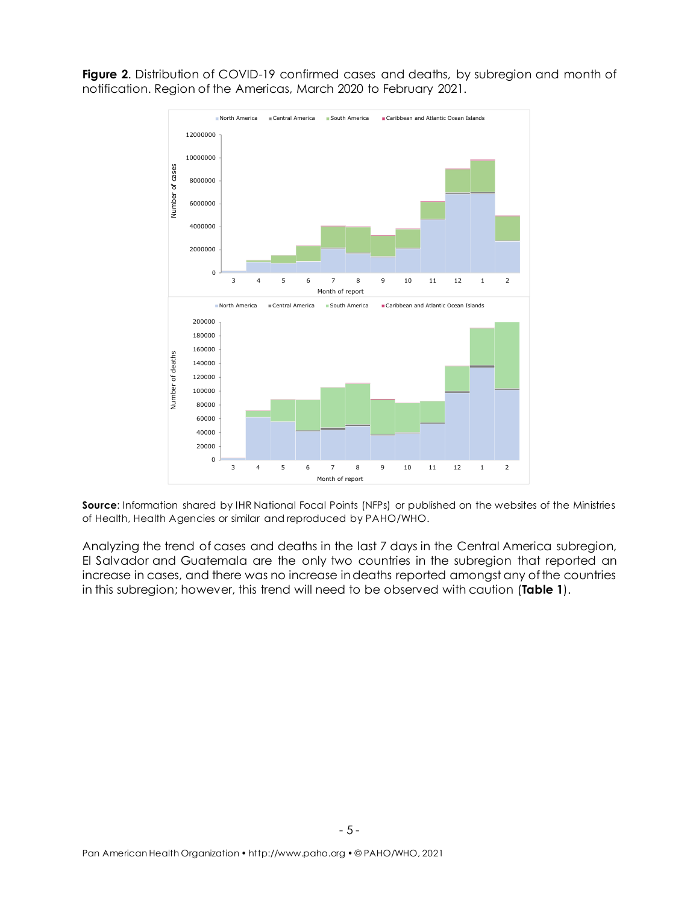**Figure 2**. Distribution of COVID-19 confirmed cases and deaths, by subregion and month of notification. Region of the Americas, March 2020 to February 2021.

**Source**: Information shared by IHR National Focal Points (NFPs) or published on the websites of the Ministries of Health, Health Agencies or similar and reproduced by PAHO/WHO.

Analyzing the trend of cases and deaths in the last 7 days in the Central America subregion, El Salvador and Guatemala are the only two countries in the subregion that reported an increase in cases, and there was no increase in deaths reported amongst any of the countries in this subregion; however, this trend will need to be observed with caution (**Table 1**).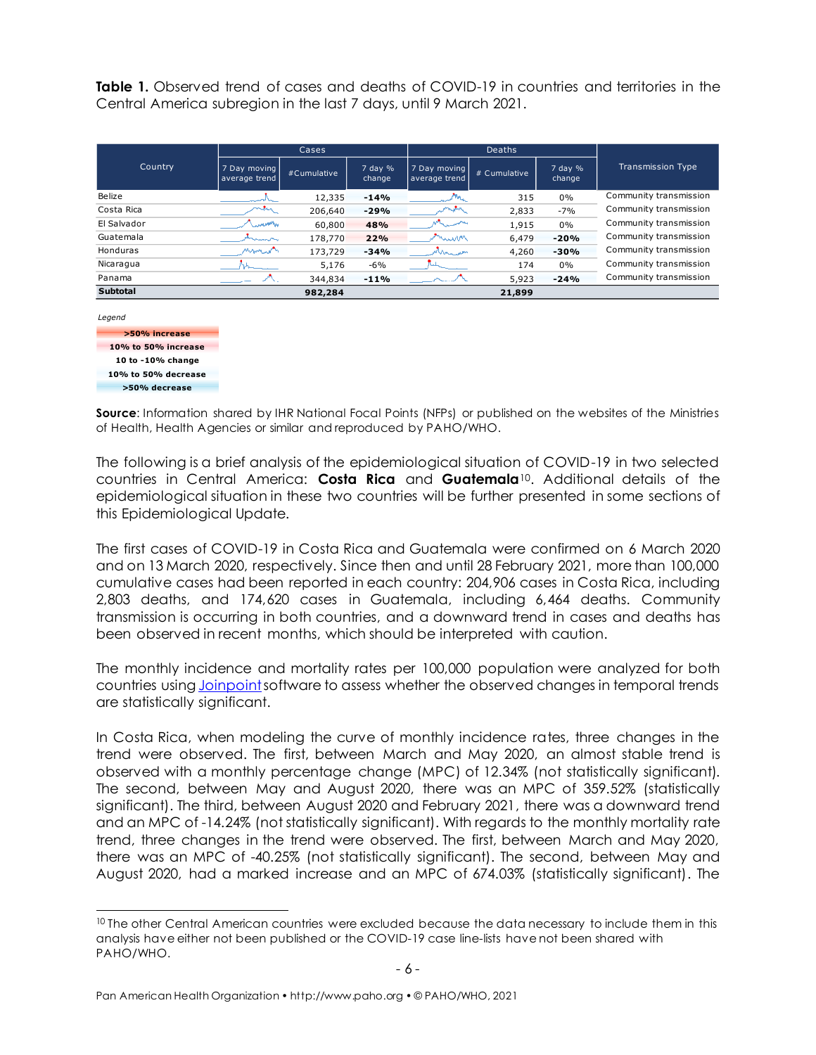**Table 1.** Observed trend of cases and deaths of COVID-19 in countries and territories in the Central America subregion in the last 7 days, until 9 March 2021.

| Country | Cases | | | Deaths | | | Transmission Type |
|---|---|---|---|---|---|---|---|
| | 7 Day moving average trend | #Cumulative | 7 day % change | 7 Day moving average trend | # Cumulative | 7 day % change | |
| Belize | | 12,335 | **-14%** | | 315 | 0% | Community transmission |
| Costa Rica | | 206,640 | **-29%** | | 2,833 | -7% | Community transmission |
| El Salvador | | 60,800 | **48%** | | 1,915 | 0% | Community transmission |
| Guatemala | | 178,770 | **22%** | | 6,479 | **-20%** | Community transmission |
| Honduras | | 173,729 | **-34%** | | 4,260 | **-30%** | Community transmission |
| Nicaragua | | 5,176 | -6% | | 174 | 0% | Community transmission |
| Panama | | 344,834 | **-11%** | | 5,923 | **-24%** | Community transmission |
| **Subtotal** | | **982,284** | | | **21,899** | | |

*Legend*

- >50% increase
- 10% to 50% increase
- 10 to -10% change
- 10% to 50% decrease
- >50% decrease

**Source**: Information shared by IHR National Focal Points (NFPs) or published on the websites of the Ministries of Health, Health Agencies or similar and reproduced by PAHO/WHO.

The following is a brief analysis of the epidemiological situation of COVID-19 in two selected countries in Central America: **Costa Rica** and **Guatemala**[10]. Additional details of the epidemiological situation in these two countries will be further presented in some sections of this Epidemiological Update.

The first cases of COVID-19 in Costa Rica and Guatemala were confirmed on 6 March 2020 and on 13 March 2020, respectively. Since then and until 28 February 2021, more than 100,000 cumulative cases had been reported in each country: 204,906 cases in Costa Rica, including 2,803 deaths, and 174,620 cases in Guatemala, including 6,464 deaths. Community transmission is occurring in both countries, and a downward trend in cases and deaths has been observed in recent months, which should be interpreted with caution.

The monthly incidence and mortality rates per 100,000 population were analyzed for both countries using Joinpoint software to assess whether the observed changes in temporal trends are statistically significant.

In Costa Rica, when modeling the curve of monthly incidence rates, three changes in the trend were observed. The first, between March and May 2020, an almost stable trend is observed with a monthly percentage change (MPC) of 12.34% (not statistically significant). The second, between May and August 2020, there was an MPC of 359.52% (statistically significant). The third, between August 2020 and February 2021, there was a downward trend and an MPC of -14.24% (not statistically significant). With regards to the monthly mortality rate trend, three changes in the trend were observed. The first, between March and May 2020, there was an MPC of -40.25% (not statistically significant). The second, between May and August 2020, had a marked increase and an MPC of 674.03% (statistically significant). The

[10] The other Central American countries were excluded because the data necessary to include them in this analysis have either not been published or the COVID-19 case line-lists have not been shared with PAHO/WHO.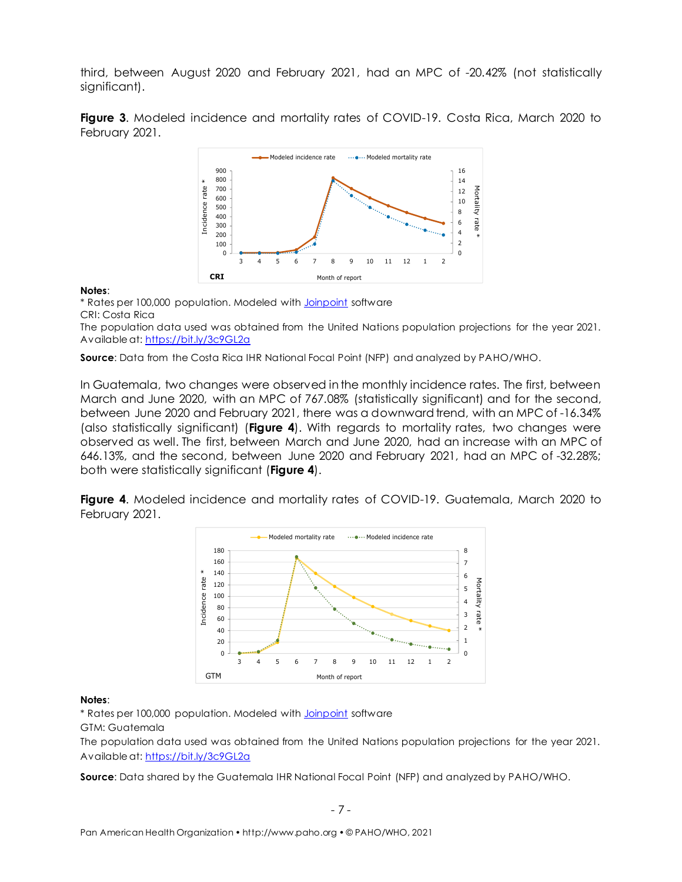third, between August 2020 and February 2021, had an MPC of -20.42% (not statistically significant).

**Figure 3**. Modeled incidence and mortality rates of COVID-19. Costa Rica, March 2020 to February 2021.

**Notes**:
* Rates per 100,000 population. Modeled with [Joinpoint](Joinpoint) software
CRI: Costa Rica
The population data used was obtained from the United Nations population projections for the year 2021. Available at: https://bit.ly/3c9GL2a

**Source**: Data from the Costa Rica IHR National Focal Point (NFP) and analyzed by PAHO/WHO.

In Guatemala, two changes were observed in the monthly incidence rates. The first, between March and June 2020, with an MPC of 767.08% (statistically significant) and for the second, between June 2020 and February 2021, there was a downward trend, with an MPC of -16.34% (also statistically significant) (**Figure 4**). With regards to mortality rates, two changes were observed as well. The first, between March and June 2020, had an increase with an MPC of 646.13%, and the second, between June 2020 and February 2021, had an MPC of -32.28%; both were statistically significant (**Figure 4**).

**Figure 4**. Modeled incidence and mortality rates of COVID-19. Guatemala, March 2020 to February 2021.

**Notes**:
* Rates per 100,000 population. Modeled with [Joinpoint](Joinpoint) software
GTM: Guatemala
The population data used was obtained from the United Nations population projections for the year 2021. Available at: https://bit.ly/3c9GL2a

**Source**: Data shared by the Guatemala IHR National Focal Point (NFP) and analyzed by PAHO/WHO.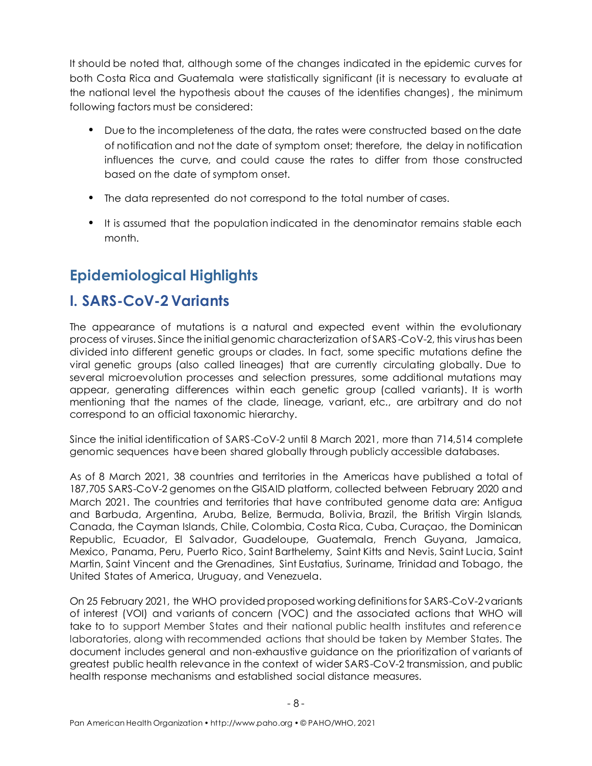It should be noted that, although some of the changes indicated in the epidemic curves for both Costa Rica and Guatemala were statistically significant (it is necessary to evaluate at the national level the hypothesis about the causes of the identifies changes), the minimum following factors must be considered:

- Due to the incompleteness of the data, the rates were constructed based on the date of notification and not the date of symptom onset; therefore, the delay in notification influences the curve, and could cause the rates to differ from those constructed based on the date of symptom onset.
- The data represented do not correspond to the total number of cases.
- It is assumed that the population indicated in the denominator remains stable each month.

# Epidemiological Highlights

## I. SARS-CoV-2 Variants

The appearance of mutations is a natural and expected event within the evolutionary process of viruses. Since the initial genomic characterization of SARS-CoV-2, this virus has been divided into different genetic groups or clades. In fact, some specific mutations define the viral genetic groups (also called lineages) that are currently circulating globally. Due to several microevolution processes and selection pressures, some additional mutations may appear, generating differences within each genetic group (called variants). It is worth mentioning that the names of the clade, lineage, variant, etc., are arbitrary and do not correspond to an official taxonomic hierarchy.

Since the initial identification of SARS-CoV-2 until 8 March 2021, more than 714,514 complete genomic sequences have been shared globally through publicly accessible databases.

As of 8 March 2021, 38 countries and territories in the Americas have published a total of 187,705 SARS-CoV-2 genomes on the GISAID platform, collected between February 2020 and March 2021. The countries and territories that have contributed genome data are: Antigua and Barbuda, Argentina, Aruba, Belize, Bermuda, Bolivia, Brazil, the British Virgin Islands, Canada, the Cayman Islands, Chile, Colombia, Costa Rica, Cuba, Curaçao, the Dominican Republic, Ecuador, El Salvador, Guadeloupe, Guatemala, French Guyana, Jamaica, Mexico, Panama, Peru, Puerto Rico, Saint Barthelemy, Saint Kitts and Nevis, Saint Lucia, Saint Martin, Saint Vincent and the Grenadines, Sint Eustatius, Suriname, Trinidad and Tobago, the United States of America, Uruguay, and Venezuela.

On 25 February 2021, the WHO provided proposed working definitions for SARS-CoV-2 variants of interest (VOI) and variants of concern (VOC) and the associated actions that WHO will take to to support Member States and their national public health institutes and reference laboratories, along with recommended actions that should be taken by Member States. The document includes general and non-exhaustive guidance on the prioritization of variants of greatest public health relevance in the context of wider SARS-CoV-2 transmission, and public health response mechanisms and established social distance measures.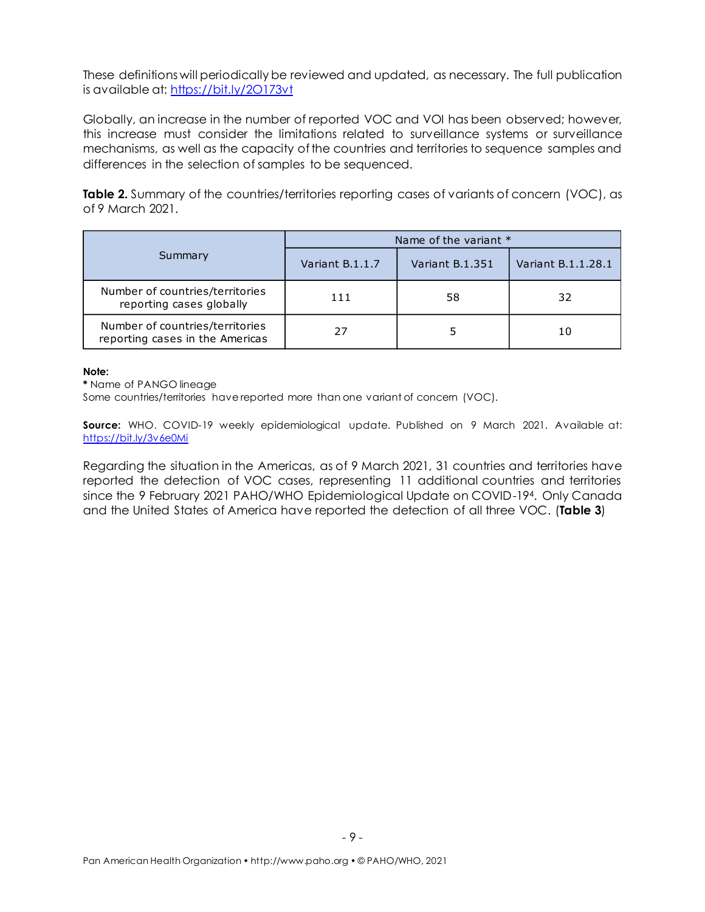These definitions will periodically be reviewed and updated, as necessary. The full publication is available at: https://bit.ly/2O173vt

Globally, an increase in the number of reported VOC and VOI has been observed; however, this increase must consider the limitations related to surveillance systems or surveillance mechanisms, as well as the capacity of the countries and territories to sequence samples and differences in the selection of samples to be sequenced.

**Table 2.** Summary of the countries/territories reporting cases of variants of concern (VOC), as of 9 March 2021.

| Summary | Name of the variant * | | |
|---|---|---|---|
| | Variant B.1.1.7 | Variant B.1.351 | Variant B.1.1.28.1 |
| Number of countries/territories reporting cases globally | 111 | 58 | 32 |
| Number of countries/territories reporting cases in the Americas | 27 | 5 | 10 |

**Note:**
**\*** Name of PANGO lineage
Some countries/territories have reported more than one variant of concern (VOC).

**Source:** WHO. COVID-19 weekly epidemiological update. Published on 9 March 2021. Available at: https://bit.ly/3v6e0Mi

Regarding the situation in the Americas, as of 9 March 2021, 31 countries and territories have reported the detection of VOC cases, representing 11 additional countries and territories since the 9 February 2021 PAHO/WHO Epidemiological Update on COVID-19[4]. Only Canada and the United States of America have reported the detection of all three VOC. (**Table 3**)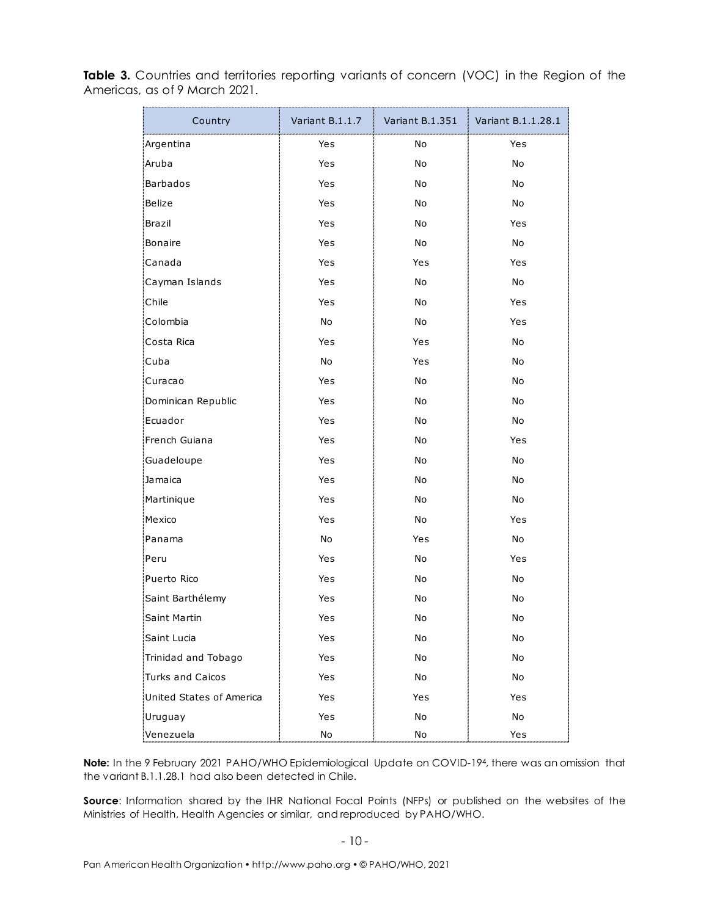**Table 3.** Countries and territories reporting variants of concern (VOC) in the Region of the Americas, as of 9 March 2021.

| Country | Variant B.1.1.7 | Variant B.1.351 | Variant B.1.1.28.1 |
|---|---|---|---|
| Argentina | Yes | No | Yes |
| Aruba | Yes | No | No |
| Barbados | Yes | No | No |
| Belize | Yes | No | No |
| Brazil | Yes | No | Yes |
| Bonaire | Yes | No | No |
| Canada | Yes | Yes | Yes |
| Cayman Islands | Yes | No | No |
| Chile | Yes | No | Yes |
| Colombia | No | No | Yes |
| Costa Rica | Yes | Yes | No |
| Cuba | No | Yes | No |
| Curacao | Yes | No | No |
| Dominican Republic | Yes | No | No |
| Ecuador | Yes | No | No |
| French Guiana | Yes | No | Yes |
| Guadeloupe | Yes | No | No |
| Jamaica | Yes | No | No |
| Martinique | Yes | No | No |
| Mexico | Yes | No | Yes |
| Panama | No | Yes | No |
| Peru | Yes | No | Yes |
| Puerto Rico | Yes | No | No |
| Saint Barthélemy | Yes | No | No |
| Saint Martin | Yes | No | No |
| Saint Lucia | Yes | No | No |
| Trinidad and Tobago | Yes | No | No |
| Turks and Caicos | Yes | No | No |
| United States of America | Yes | Yes | Yes |
| Uruguay | Yes | No | No |
| Venezuela | No | No | Yes |

**Note:** In the 9 February 2021 PAHO/WHO Epidemiological Update on COVID-19[4], there was an omission that the variant B.1.1.28.1 had also been detected in Chile.

**Source**: Information shared by the IHR National Focal Points (NFPs) or published on the websites of the Ministries of Health, Health Agencies or similar, and reproduced by PAHO/WHO.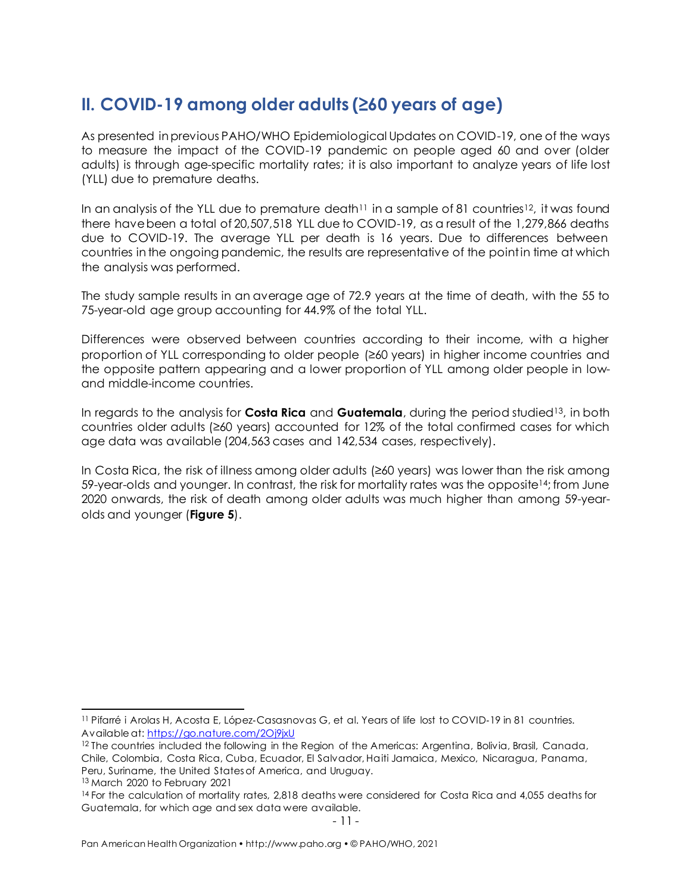## II. COVID-19 among older adults (≥60 years of age)

As presented in previous PAHO/WHO Epidemiological Updates on COVID-19, one of the ways to measure the impact of the COVID-19 pandemic on people aged 60 and over (older adults) is through age-specific mortality rates; it is also important to analyze years of life lost (YLL) due to premature deaths.

In an analysis of the YLL due to premature death[11] in a sample of 81 countries[12], it was found there have been a total of 20,507,518 YLL due to COVID-19, as a result of the 1,279,866 deaths due to COVID-19. The average YLL per death is 16 years. Due to differences between countries in the ongoing pandemic, the results are representative of the point in time at which the analysis was performed.

The study sample results in an average age of 72.9 years at the time of death, with the 55 to 75-year-old age group accounting for 44.9% of the total YLL.

Differences were observed between countries according to their income, with a higher proportion of YLL corresponding to older people (≥60 years) in higher income countries and the opposite pattern appearing and a lower proportion of YLL among older people in low- and middle-income countries.

In regards to the analysis for **Costa Rica** and **Guatemala**, during the period studied[13], in both countries older adults (≥60 years) accounted for 12% of the total confirmed cases for which age data was available (204,563 cases and 142,534 cases, respectively).

In Costa Rica, the risk of illness among older adults (≥60 years) was lower than the risk among 59-year-olds and younger. In contrast, the risk for mortality rates was the opposite[14]; from June 2020 onwards, the risk of death among older adults was much higher than among 59-year-olds and younger (**Figure 5**).

---

[11] Pifarré i Arolas H, Acosta E, López-Casasnovas G, et al. Years of life lost to COVID-19 in 81 countries. Available at: https://go.nature.com/2Oj9jxU

[12] The countries included the following in the Region of the Americas: Argentina, Bolivia, Brasil, Canada, Chile, Colombia, Costa Rica, Cuba, Ecuador, El Salvador, Haiti Jamaica, Mexico, Nicaragua, Panama, Peru, Suriname, the United States of America, and Uruguay.

[13] March 2020 to February 2021

[14] For the calculation of mortality rates, 2,818 deaths were considered for Costa Rica and 4,055 deaths for Guatemala, for which age and sex data were available.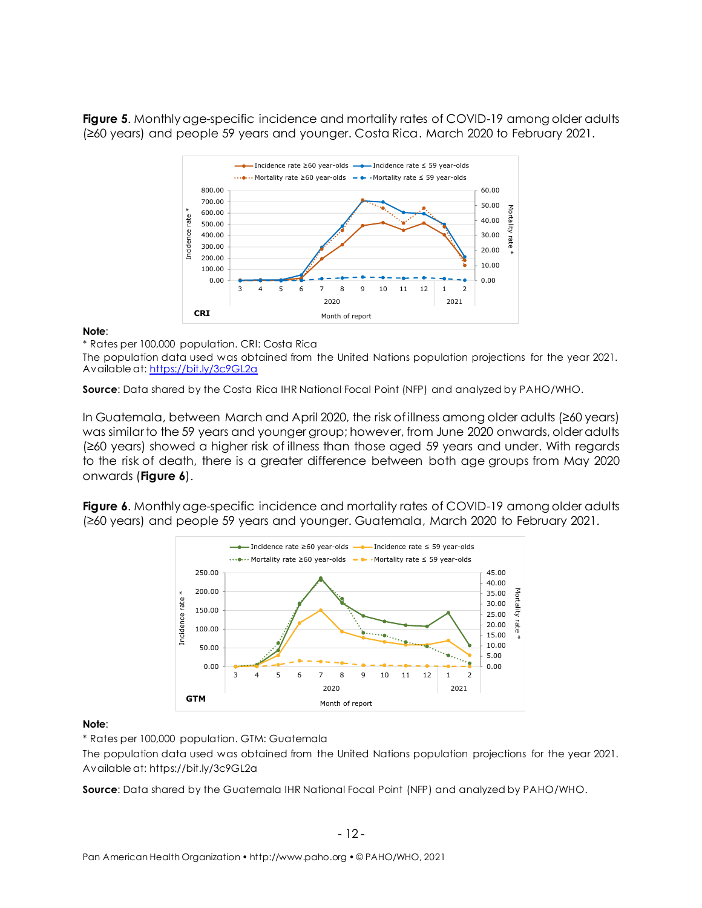**Figure 5**. Monthly age-specific incidence and mortality rates of COVID-19 among older adults (≥60 years) and people 59 years and younger. Costa Rica. March 2020 to February 2021.

**Note**:
* Rates per 100,000 population. CRI: Costa Rica
The population data used was obtained from the United Nations population projections for the year 2021. Available at: https://bit.ly/3c9GL2a

**Source**: Data shared by the Costa Rica IHR National Focal Point (NFP) and analyzed by PAHO/WHO.

In Guatemala, between March and April 2020, the risk of illness among older adults (≥60 years) was similar to the 59 years and younger group; however, from June 2020 onwards, older adults (≥60 years) showed a higher risk of illness than those aged 59 years and under. With regards to the risk of death, there is a greater difference between both age groups from May 2020 onwards (**Figure 6**).

**Figure 6**. Monthly age-specific incidence and mortality rates of COVID-19 among older adults (≥60 years) and people 59 years and younger. Guatemala, March 2020 to February 2021.

**Note**:
* Rates per 100,000 population. GTM: Guatemala
The population data used was obtained from the United Nations population projections for the year 2021. Available at: https://bit.ly/3c9GL2a

**Source**: Data shared by the Guatemala IHR National Focal Point (NFP) and analyzed by PAHO/WHO.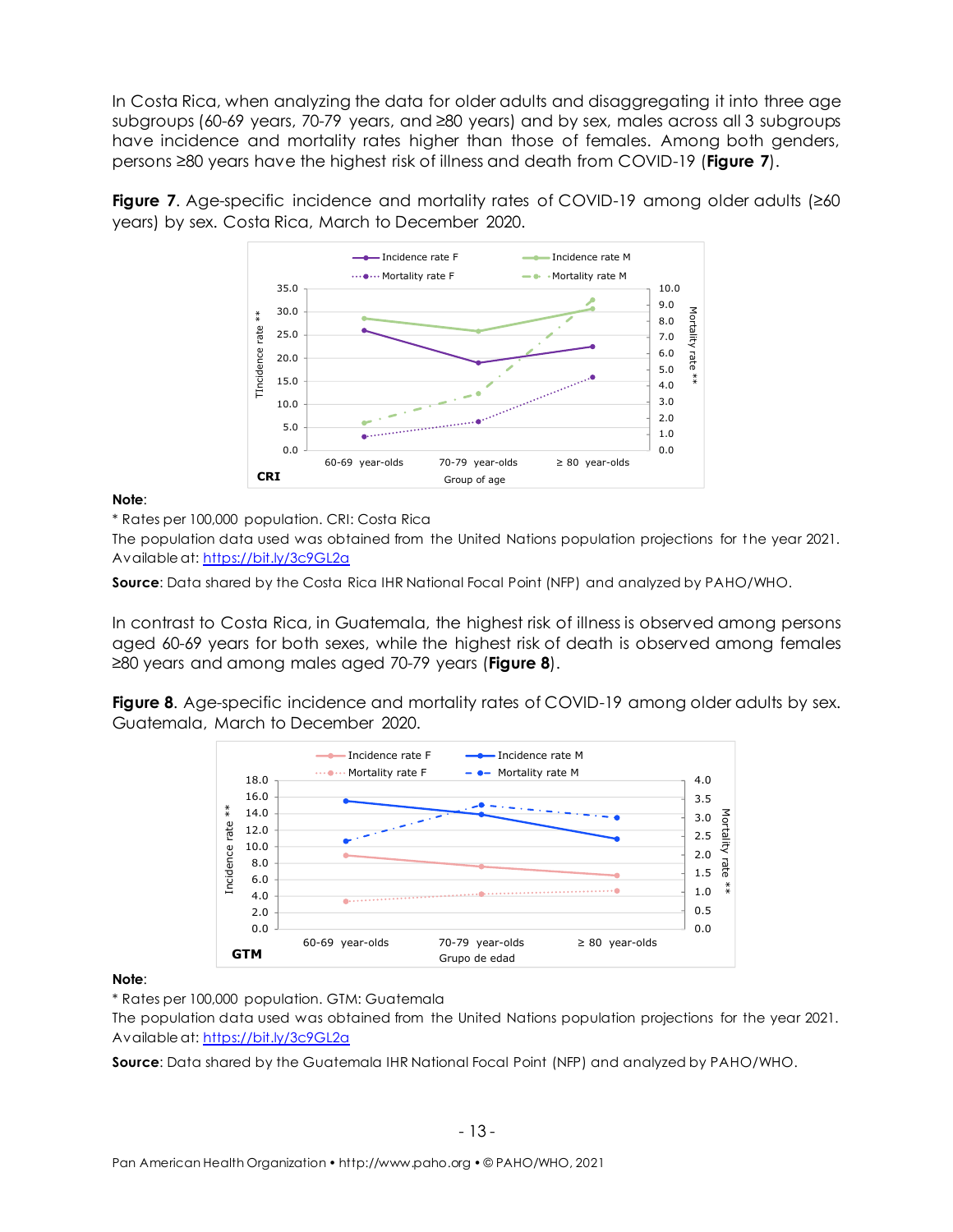In Costa Rica, when analyzing the data for older adults and disaggregating it into three age subgroups (60-69 years, 70-79 years, and ≥80 years) and by sex, males across all 3 subgroups have incidence and mortality rates higher than those of females. Among both genders, persons ≥80 years have the highest risk of illness and death from COVID-19 (**Figure 7**).

**Figure 7**. Age-specific incidence and mortality rates of COVID-19 among older adults (≥60 years) by sex. Costa Rica, March to December 2020.

**Note**:

* Rates per 100,000 population. CRI: Costa Rica

The population data used was obtained from the United Nations population projections for the year 2021. Available at: https://bit.ly/3c9GL2a

**Source**: Data shared by the Costa Rica IHR National Focal Point (NFP) and analyzed by PAHO/WHO.

In contrast to Costa Rica, in Guatemala, the highest risk of illness is observed among persons aged 60-69 years for both sexes, while the highest risk of death is observed among females ≥80 years and among males aged 70-79 years (**Figure 8**).

**Figure 8**. Age-specific incidence and mortality rates of COVID-19 among older adults by sex. Guatemala, March to December 2020.

**Note**:

* Rates per 100,000 population. GTM: Guatemala

The population data used was obtained from the United Nations population projections for the year 2021. Available at: https://bit.ly/3c9GL2a

**Source**: Data shared by the Guatemala IHR National Focal Point (NFP) and analyzed by PAHO/WHO.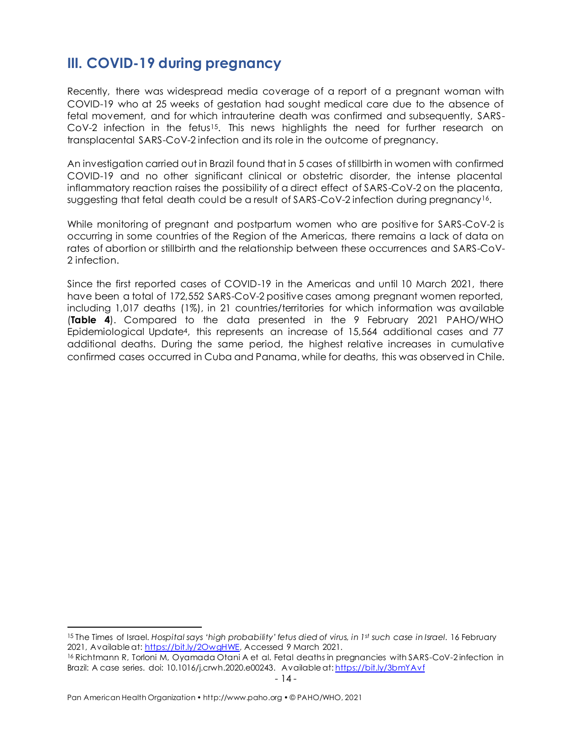## III. COVID-19 during pregnancy

Recently, there was widespread media coverage of a report of a pregnant woman with COVID-19 who at 25 weeks of gestation had sought medical care due to the absence of fetal movement, and for which intrauterine death was confirmed and subsequently, SARS-CoV-2 infection in the fetus[15]. This news highlights the need for further research on transplacental SARS-CoV-2 infection and its role in the outcome of pregnancy.

An investigation carried out in Brazil found that in 5 cases of stillbirth in women with confirmed COVID-19 and no other significant clinical or obstetric disorder, the intense placental inflammatory reaction raises the possibility of a direct effect of SARS-CoV-2 on the placenta, suggesting that fetal death could be a result of SARS-CoV-2 infection during pregnancy[16].

While monitoring of pregnant and postpartum women who are positive for SARS-CoV-2 is occurring in some countries of the Region of the Americas, there remains a lack of data on rates of abortion or stillbirth and the relationship between these occurrences and SARS-CoV-2 infection.

Since the first reported cases of COVID-19 in the Americas and until 10 March 2021, there have been a total of 172,552 SARS-CoV-2 positive cases among pregnant women reported, including 1,017 deaths (1%), in 21 countries/territories for which information was available (**Table 4**). Compared to the data presented in the 9 February 2021 PAHO/WHO Epidemiological Update[4], this represents an increase of 15,564 additional cases and 77 additional deaths. During the same period, the highest relative increases in cumulative confirmed cases occurred in Cuba and Panama, while for deaths, this was observed in Chile.

---

[15] The Times of Israel. *Hospital says 'high probability' fetus died of virus, in 1st such case in Israel.* 16 February 2021, Available at: https://bit.ly/2OwgHWE, Accessed 9 March 2021.

[16] Richtmann R, Torloni M, Oyamada Otani A et al. Fetal deaths in pregnancies with SARS-CoV-2 infection in Brazil: A case series. doi: 10.1016/j.crwh.2020.e00243. Available at: https://bit.ly/3bmYAvf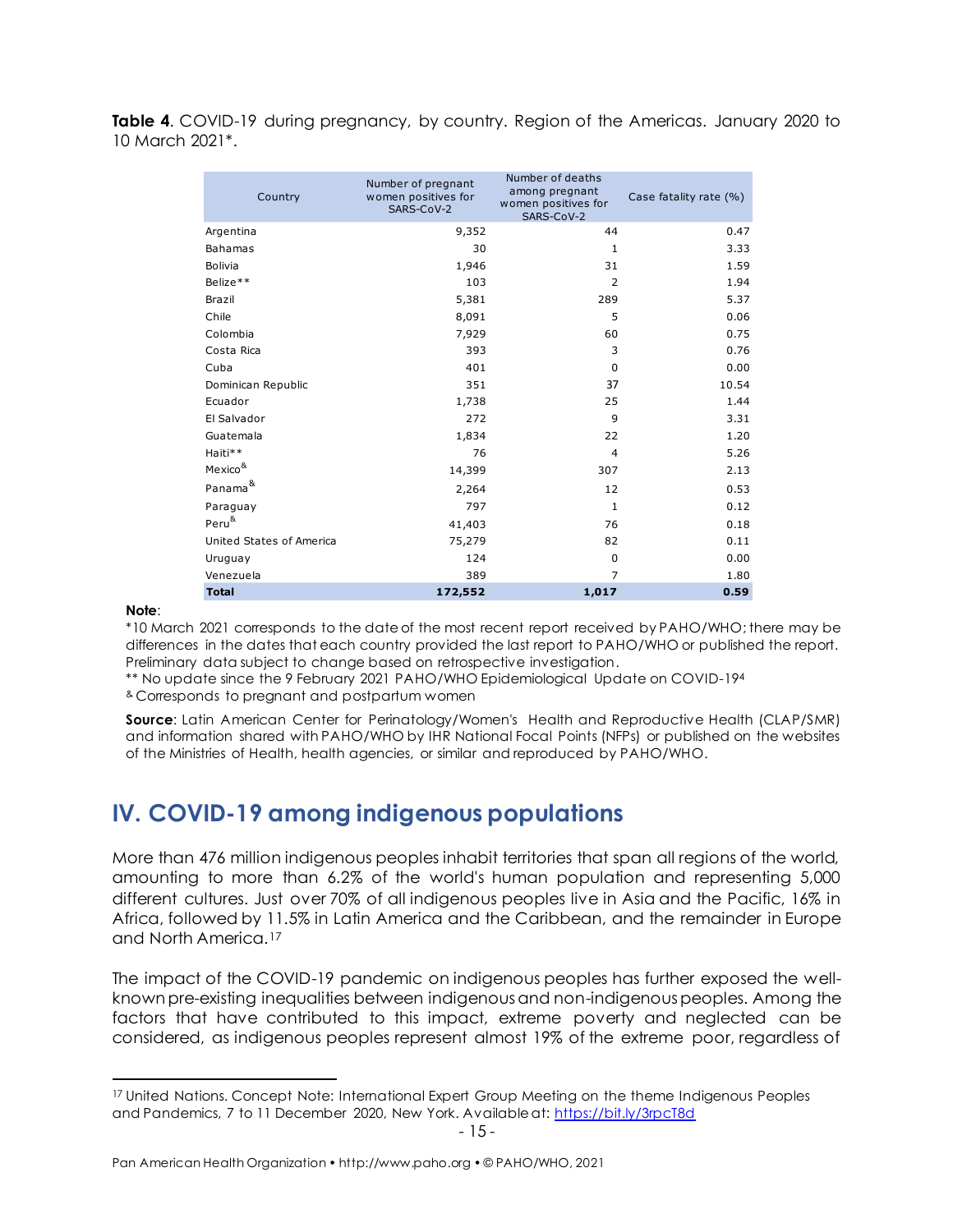**Table 4**. COVID-19 during pregnancy, by country. Region of the Americas. January 2020 to 10 March 2021*.

| Country | Number of pregnant women positives for SARS-CoV-2 | Number of deaths among pregnant women positives for SARS-CoV-2 | Case fatality rate (%) |
|---|---|---|---|
| Argentina | 9,352 | 44 | 0.47 |
| Bahamas | 30 | 1 | 3.33 |
| Bolivia | 1,946 | 31 | 1.59 |
| Belize** | 103 | 2 | 1.94 |
| Brazil | 5,381 | 289 | 5.37 |
| Chile | 8,091 | 5 | 0.06 |
| Colombia | 7,929 | 60 | 0.75 |
| Costa Rica | 393 | 3 | 0.76 |
| Cuba | 401 | 0 | 0.00 |
| Dominican Republic | 351 | 37 | 10.54 |
| Ecuador | 1,738 | 25 | 1.44 |
| El Salvador | 272 | 9 | 3.31 |
| Guatemala | 1,834 | 22 | 1.20 |
| Haiti** | 76 | 4 | 5.26 |
| Mexico& | 14,399 | 307 | 2.13 |
| Panama& | 2,264 | 12 | 0.53 |
| Paraguay | 797 | 1 | 0.12 |
| Peru& | 41,403 | 76 | 0.18 |
| United States of America | 75,279 | 82 | 0.11 |
| Uruguay | 124 | 0 | 0.00 |
| Venezuela | 389 | 7 | 1.80 |
| **Total** | **172,552** | **1,017** | **0.59** |

**Note**:
*10 March 2021 corresponds to the date of the most recent report received by PAHO/WHO; there may be differences in the dates that each country provided the last report to PAHO/WHO or published the report. Preliminary data subject to change based on retrospective investigation.
** No update since the 9 February 2021 PAHO/WHO Epidemiological Update on COVID-19[4]
& Corresponds to pregnant and postpartum women

**Source**: Latin American Center for Perinatology/Women's Health and Reproductive Health (CLAP/SMR) and information shared with PAHO/WHO by IHR National Focal Points (NFPs) or published on the websites of the Ministries of Health, health agencies, or similar and reproduced by PAHO/WHO.

## IV. COVID-19 among indigenous populations

More than 476 million indigenous peoples inhabit territories that span all regions of the world, amounting to more than 6.2% of the world's human population and representing 5,000 different cultures. Just over 70% of all indigenous peoples live in Asia and the Pacific, 16% in Africa, followed by 11.5% in Latin America and the Caribbean, and the remainder in Europe and North America.[17]

The impact of the COVID-19 pandemic on indigenous peoples has further exposed the well-known pre-existing inequalities between indigenous and non-indigenous peoples. Among the factors that have contributed to this impact, extreme poverty and neglected can be considered, as indigenous peoples represent almost 19% of the extreme poor, regardless of

[17] United Nations. Concept Note: International Expert Group Meeting on the theme Indigenous Peoples and Pandemics, 7 to 11 December 2020, New York. Available at: https://bit.ly/3rpcT8d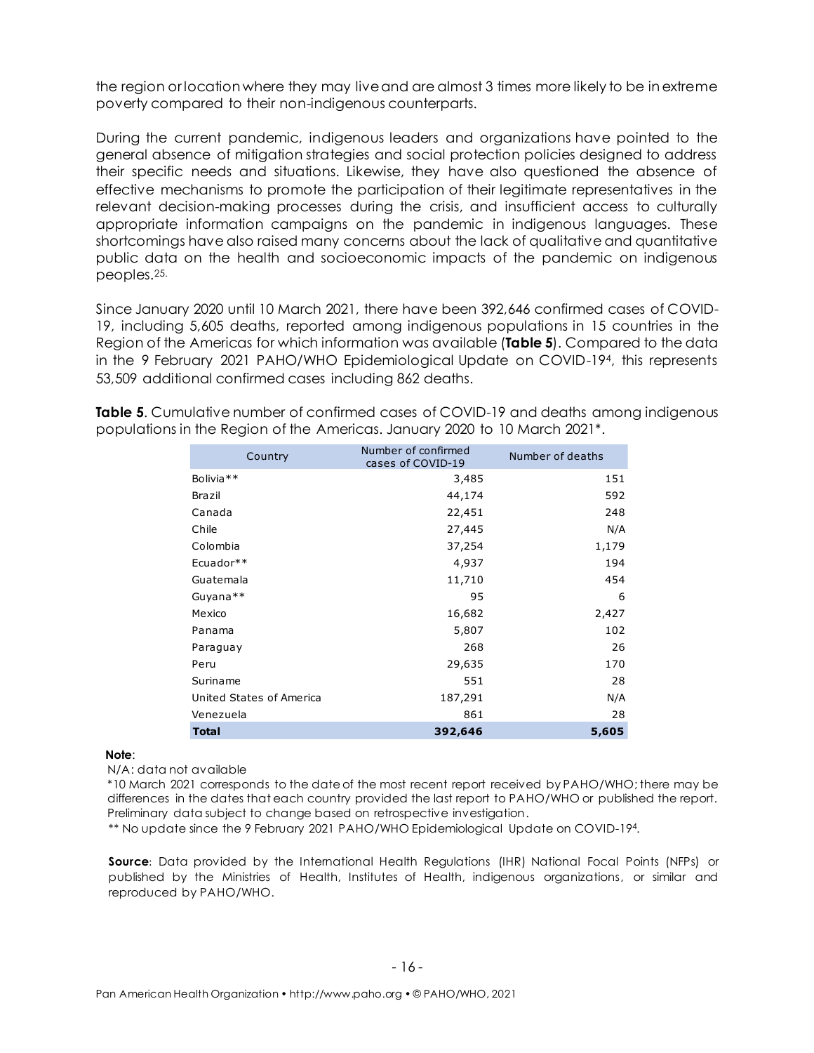the region or location where they may live and are almost 3 times more likely to be in extreme poverty compared to their non-indigenous counterparts.

During the current pandemic, indigenous leaders and organizations have pointed to the general absence of mitigation strategies and social protection policies designed to address their specific needs and situations. Likewise, they have also questioned the absence of effective mechanisms to promote the participation of their legitimate representatives in the relevant decision-making processes during the crisis, and insufficient access to culturally appropriate information campaigns on the pandemic in indigenous languages. These shortcomings have also raised many concerns about the lack of qualitative and quantitative public data on the health and socioeconomic impacts of the pandemic on indigenous peoples.[25.]

Since January 2020 until 10 March 2021, there have been 392,646 confirmed cases of COVID-19, including 5,605 deaths, reported among indigenous populations in 15 countries in the Region of the Americas for which information was available (**Table 5**). Compared to the data in the 9 February 2021 PAHO/WHO Epidemiological Update on COVID-19[4], this represents 53,509 additional confirmed cases including 862 deaths.

**Table 5**. Cumulative number of confirmed cases of COVID-19 and deaths among indigenous populations in the Region of the Americas. January 2020 to 10 March 2021*.

| Country | Number of confirmed cases of COVID-19 | Number of deaths |
|---|---|---|
| Bolivia** | 3,485 | 151 |
| Brazil | 44,174 | 592 |
| Canada | 22,451 | 248 |
| Chile | 27,445 | N/A |
| Colombia | 37,254 | 1,179 |
| Ecuador** | 4,937 | 194 |
| Guatemala | 11,710 | 454 |
| Guyana** | 95 | 6 |
| Mexico | 16,682 | 2,427 |
| Panama | 5,807 | 102 |
| Paraguay | 268 | 26 |
| Peru | 29,635 | 170 |
| Suriname | 551 | 28 |
| United States of America | 187,291 | N/A |
| Venezuela | 861 | 28 |
| **Total** | **392,646** | **5,605** |

**Note**:

N/A: data not available

*10 March 2021 corresponds to the date of the most recent report received by PAHO/WHO; there may be differences in the dates that each country provided the last report to PAHO/WHO or published the report. Preliminary data subject to change based on retrospective investigation.

** No update since the 9 February 2021 PAHO/WHO Epidemiological Update on COVID-19[4].

**Source**: Data provided by the International Health Regulations (IHR) National Focal Points (NFPs) or published by the Ministries of Health, Institutes of Health, indigenous organizations, or similar and reproduced by PAHO/WHO.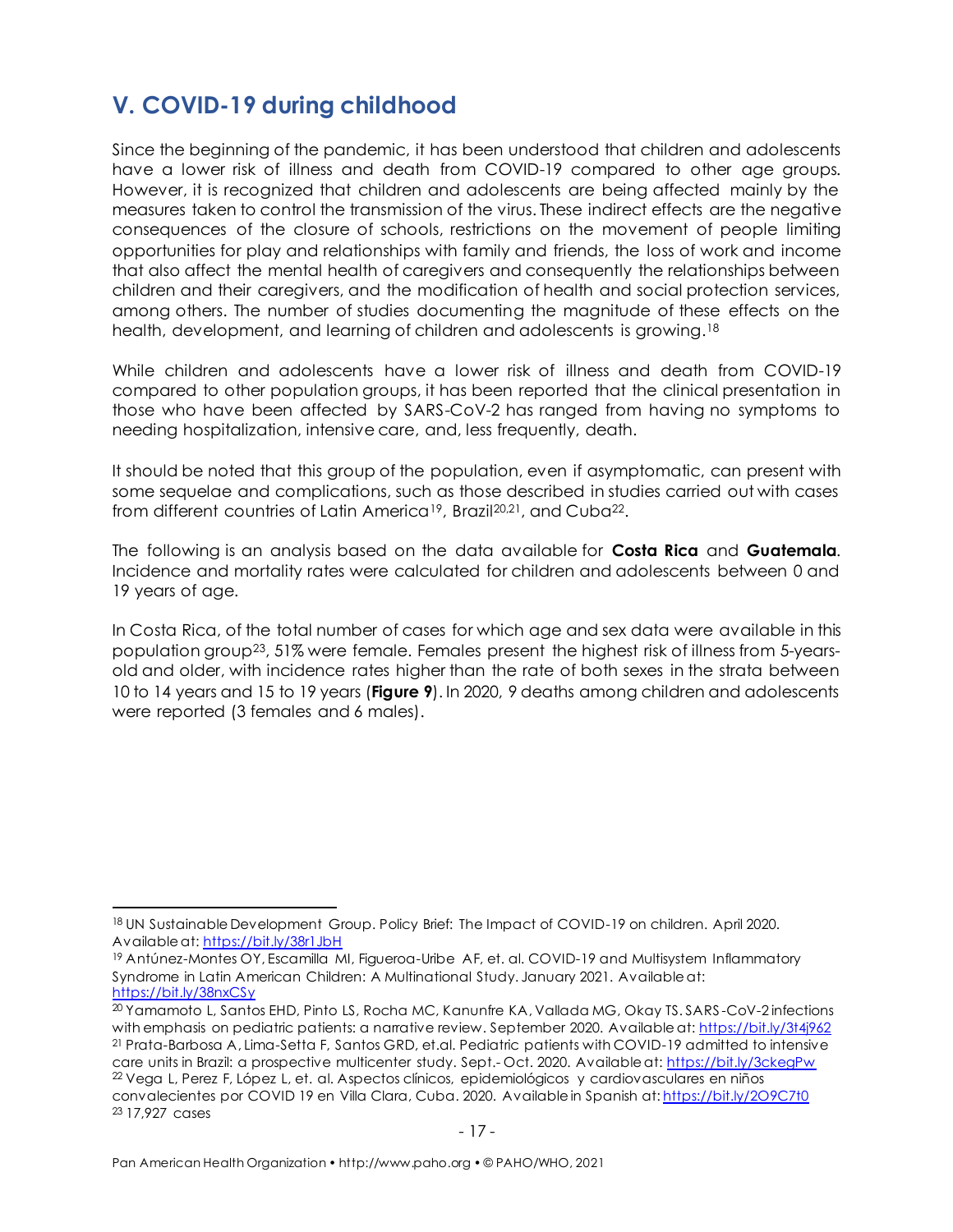## V. COVID-19 during childhood

Since the beginning of the pandemic, it has been understood that children and adolescents have a lower risk of illness and death from COVID-19 compared to other age groups. However, it is recognized that children and adolescents are being affected mainly by the measures taken to control the transmission of the virus. These indirect effects are the negative consequences of the closure of schools, restrictions on the movement of people limiting opportunities for play and relationships with family and friends, the loss of work and income that also affect the mental health of caregivers and consequently the relationships between children and their caregivers, and the modification of health and social protection services, among others. The number of studies documenting the magnitude of these effects on the health, development, and learning of children and adolescents is growing.[18]

While children and adolescents have a lower risk of illness and death from COVID-19 compared to other population groups, it has been reported that the clinical presentation in those who have been affected by SARS-CoV-2 has ranged from having no symptoms to needing hospitalization, intensive care, and, less frequently, death.

It should be noted that this group of the population, even if asymptomatic, can present with some sequelae and complications, such as those described in studies carried out with cases from different countries of Latin America[19], Brazil[20,21], and Cuba[22].

The following is an analysis based on the data available for **Costa Rica** and **Guatemala**. Incidence and mortality rates were calculated for children and adolescents between 0 and 19 years of age.

In Costa Rica, of the total number of cases for which age and sex data were available in this population group[23], 51% were female. Females present the highest risk of illness from 5-years-old and older, with incidence rates higher than the rate of both sexes in the strata between 10 to 14 years and 15 to 19 years (**Figure 9**). In 2020, 9 deaths among children and adolescents were reported (3 females and 6 males).

---

[18] UN Sustainable Development Group. Policy Brief: The Impact of COVID-19 on children. April 2020. Available at: https://bit.ly/38r1JbH

[19] Antúnez-Montes OY, Escamilla MI, Figueroa-Uribe AF, et. al. COVID-19 and Multisystem Inflammatory Syndrome in Latin American Children: A Multinational Study. January 2021. Available at: https://bit.ly/38nxCSy

[20] Yamamoto L, Santos EHD, Pinto LS, Rocha MC, Kanunfre KA, Vallada MG, Okay TS. SARS-CoV-2 infections with emphasis on pediatric patients: a narrative review. September 2020. Available at: https://bit.ly/3t4j962

[21] Prata-Barbosa A, Lima-Setta F, Santos GRD, et.al. Pediatric patients with COVID-19 admitted to intensive care units in Brazil: a prospective multicenter study. Sept.- Oct. 2020. Available at: https://bit.ly/3ckegPw

[22] Vega L, Perez F, López L, et. al. Aspectos clínicos, epidemiológicos y cardiovasculares en niños convalecientes por COVID 19 en Villa Clara, Cuba. 2020. Available in Spanish at: https://bit.ly/2O9C7t0

[23] 17,927 cases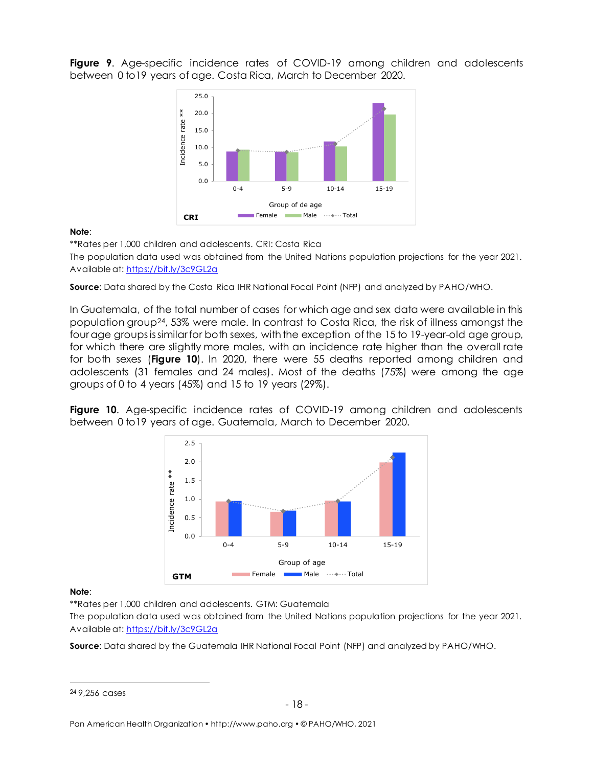**Figure 9**. Age-specific incidence rates of COVID-19 among children and adolescents between 0 to19 years of age. Costa Rica, March to December 2020.

**Note**:
**Rates per 1,000 children and adolescents. CRI: Costa Rica
The population data used was obtained from the United Nations population projections for the year 2021. Available at: https://bit.ly/3c9GL2a

**Source**: Data shared by the Costa Rica IHR National Focal Point (NFP) and analyzed by PAHO/WHO.

In Guatemala, of the total number of cases for which age and sex data were available in this population group[24], 53% were male. In contrast to Costa Rica, the risk of illness amongst the four age groups is similar for both sexes, with the exception of the 15 to 19-year-old age group, for which there are slightly more males, with an incidence rate higher than the overall rate for both sexes (**Figure 10**). In 2020, there were 55 deaths reported among children and adolescents (31 females and 24 males). Most of the deaths (75%) were among the age groups of 0 to 4 years (45%) and 15 to 19 years (29%).

**Figure 10**. Age-specific incidence rates of COVID-19 among children and adolescents between 0 to19 years of age. Guatemala, March to December 2020.

**Note**:
**Rates per 1,000 children and adolescents. GTM: Guatemala
The population data used was obtained from the United Nations population projections for the year 2021. Available at: https://bit.ly/3c9GL2a

**Source**: Data shared by the Guatemala IHR National Focal Point (NFP) and analyzed by PAHO/WHO.

[24] 9,256 cases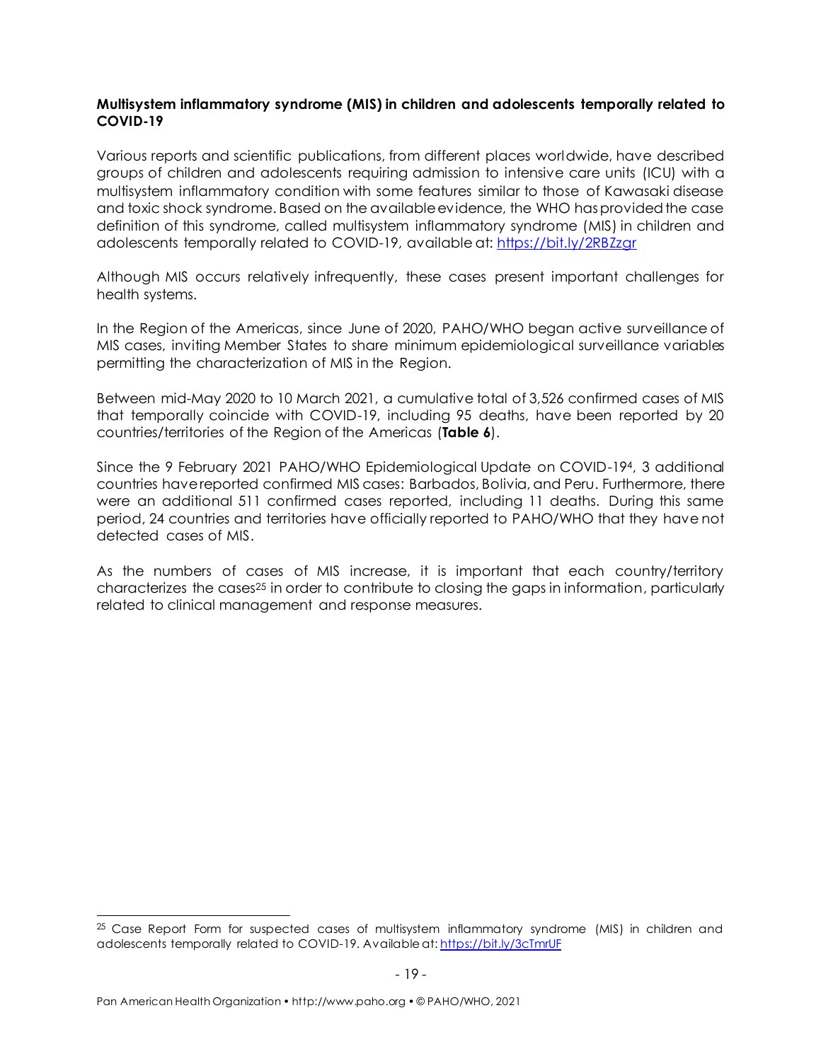**Multisystem inflammatory syndrome (MIS) in children and adolescents temporally related to COVID-19**

Various reports and scientific publications, from different places worldwide, have described groups of children and adolescents requiring admission to intensive care units (ICU) with a multisystem inflammatory condition with some features similar to those of Kawasaki disease and toxic shock syndrome. Based on the available evidence, the WHO has provided the case definition of this syndrome, called multisystem inflammatory syndrome (MIS) in children and adolescents temporally related to COVID-19, available at: https://bit.ly/2RBZzgr

Although MIS occurs relatively infrequently, these cases present important challenges for health systems.

In the Region of the Americas, since June of 2020, PAHO/WHO began active surveillance of MIS cases, inviting Member States to share minimum epidemiological surveillance variables permitting the characterization of MIS in the Region.

Between mid-May 2020 to 10 March 2021, a cumulative total of 3,526 confirmed cases of MIS that temporally coincide with COVID-19, including 95 deaths, have been reported by 20 countries/territories of the Region of the Americas (**Table 6**).

Since the 9 February 2021 PAHO/WHO Epidemiological Update on COVID-19[4], 3 additional countries have reported confirmed MIS cases: Barbados, Bolivia, and Peru. Furthermore, there were an additional 511 confirmed cases reported, including 11 deaths. During this same period, 24 countries and territories have officially reported to PAHO/WHO that they have not detected cases of MIS.

As the numbers of cases of MIS increase, it is important that each country/territory characterizes the cases[25] in order to contribute to closing the gaps in information, particularly related to clinical management and response measures.

---

[25] Case Report Form for suspected cases of multisystem inflammatory syndrome (MIS) in children and adolescents temporally related to COVID-19. Available at: https://bit.ly/3cTmrUF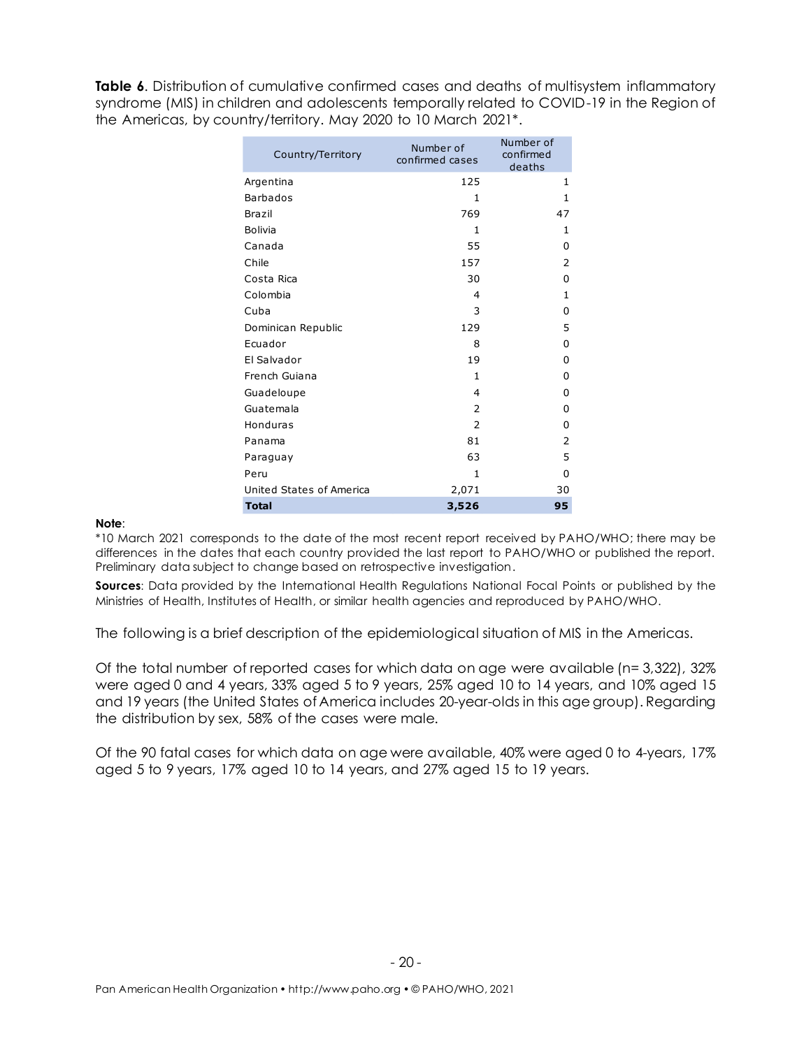**Table 6**. Distribution of cumulative confirmed cases and deaths of multisystem inflammatory syndrome (MIS) in children and adolescents temporally related to COVID-19 in the Region of the Americas, by country/territory. May 2020 to 10 March 2021*.

| Country/Territory | Number of confirmed cases | Number of confirmed deaths |
|---|---|---|
| Argentina | 125 | 1 |
| Barbados | 1 | 1 |
| Brazil | 769 | 47 |
| Bolivia | 1 | 1 |
| Canada | 55 | 0 |
| Chile | 157 | 2 |
| Costa Rica | 30 | 0 |
| Colombia | 4 | 1 |
| Cuba | 3 | 0 |
| Dominican Republic | 129 | 5 |
| Ecuador | 8 | 0 |
| El Salvador | 19 | 0 |
| French Guiana | 1 | 0 |
| Guadeloupe | 4 | 0 |
| Guatemala | 2 | 0 |
| Honduras | 2 | 0 |
| Panama | 81 | 2 |
| Paraguay | 63 | 5 |
| Peru | 1 | 0 |
| United States of America | 2,071 | 30 |
| **Total** | **3,526** | **95** |

**Note**:
*10 March 2021 corresponds to the date of the most recent report received by PAHO/WHO; there may be differences in the dates that each country provided the last report to PAHO/WHO or published the report. Preliminary data subject to change based on retrospective investigation.

**Sources**: Data provided by the International Health Regulations National Focal Points or published by the Ministries of Health, Institutes of Health, or similar health agencies and reproduced by PAHO/WHO.

The following is a brief description of the epidemiological situation of MIS in the Americas.

Of the total number of reported cases for which data on age were available (n= 3,322), 32% were aged 0 and 4 years, 33% aged 5 to 9 years, 25% aged 10 to 14 years, and 10% aged 15 and 19 years (the United States of America includes 20-year-olds in this age group). Regarding the distribution by sex, 58% of the cases were male.

Of the 90 fatal cases for which data on age were available, 40% were aged 0 to 4-years, 17% aged 5 to 9 years, 17% aged 10 to 14 years, and 27% aged 15 to 19 years.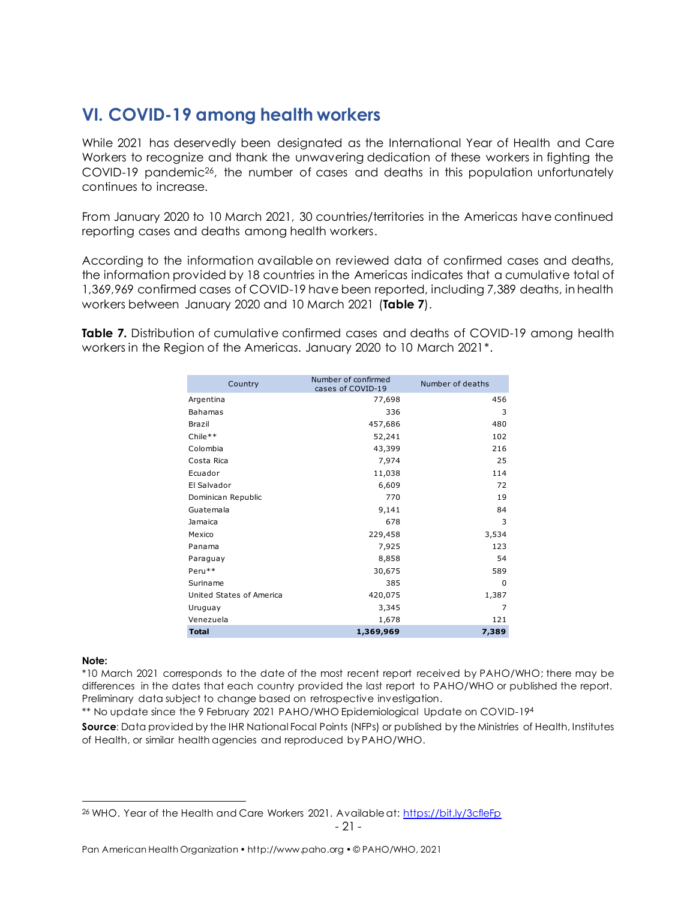## VI. COVID-19 among health workers

While 2021 has deservedly been designated as the International Year of Health and Care Workers to recognize and thank the unwavering dedication of these workers in fighting the COVID-19 pandemic[26], the number of cases and deaths in this population unfortunately continues to increase.

From January 2020 to 10 March 2021, 30 countries/territories in the Americas have continued reporting cases and deaths among health workers.

According to the information available on reviewed data of confirmed cases and deaths, the information provided by 18 countries in the Americas indicates that a cumulative total of 1,369,969 confirmed cases of COVID-19 have been reported, including 7,389 deaths, in health workers between January 2020 and 10 March 2021 (**Table 7**).

**Table 7.** Distribution of cumulative confirmed cases and deaths of COVID-19 among health workers in the Region of the Americas. January 2020 to 10 March 2021*.

| Country | Number of confirmed cases of COVID-19 | Number of deaths |
|---|---|---|
| Argentina | 77,698 | 456 |
| Bahamas | 336 | 3 |
| Brazil | 457,686 | 480 |
| Chile** | 52,241 | 102 |
| Colombia | 43,399 | 216 |
| Costa Rica | 7,974 | 25 |
| Ecuador | 11,038 | 114 |
| El Salvador | 6,609 | 72 |
| Dominican Republic | 770 | 19 |
| Guatemala | 9,141 | 84 |
| Jamaica | 678 | 3 |
| Mexico | 229,458 | 3,534 |
| Panama | 7,925 | 123 |
| Paraguay | 8,858 | 54 |
| Peru** | 30,675 | 589 |
| Suriname | 385 | 0 |
| United States of America | 420,075 | 1,387 |
| Uruguay | 3,345 | 7 |
| Venezuela | 1,678 | 121 |
| **Total** | **1,369,969** | **7,389** |

**Note:**
*10 March 2021 corresponds to the date of the most recent report received by PAHO/WHO; there may be differences in the dates that each country provided the last report to PAHO/WHO or published the report. Preliminary data subject to change based on retrospective investigation.
** No update since the 9 February 2021 PAHO/WHO Epidemiological Update on COVID-19[4]

**Source**: Data provided by the IHR National Focal Points (NFPs) or published by the Ministries of Health, Institutes of Health, or similar health agencies and reproduced by PAHO/WHO.

[26] WHO. Year of the Health and Care Workers 2021. Available at: https://bit.ly/3cfleFp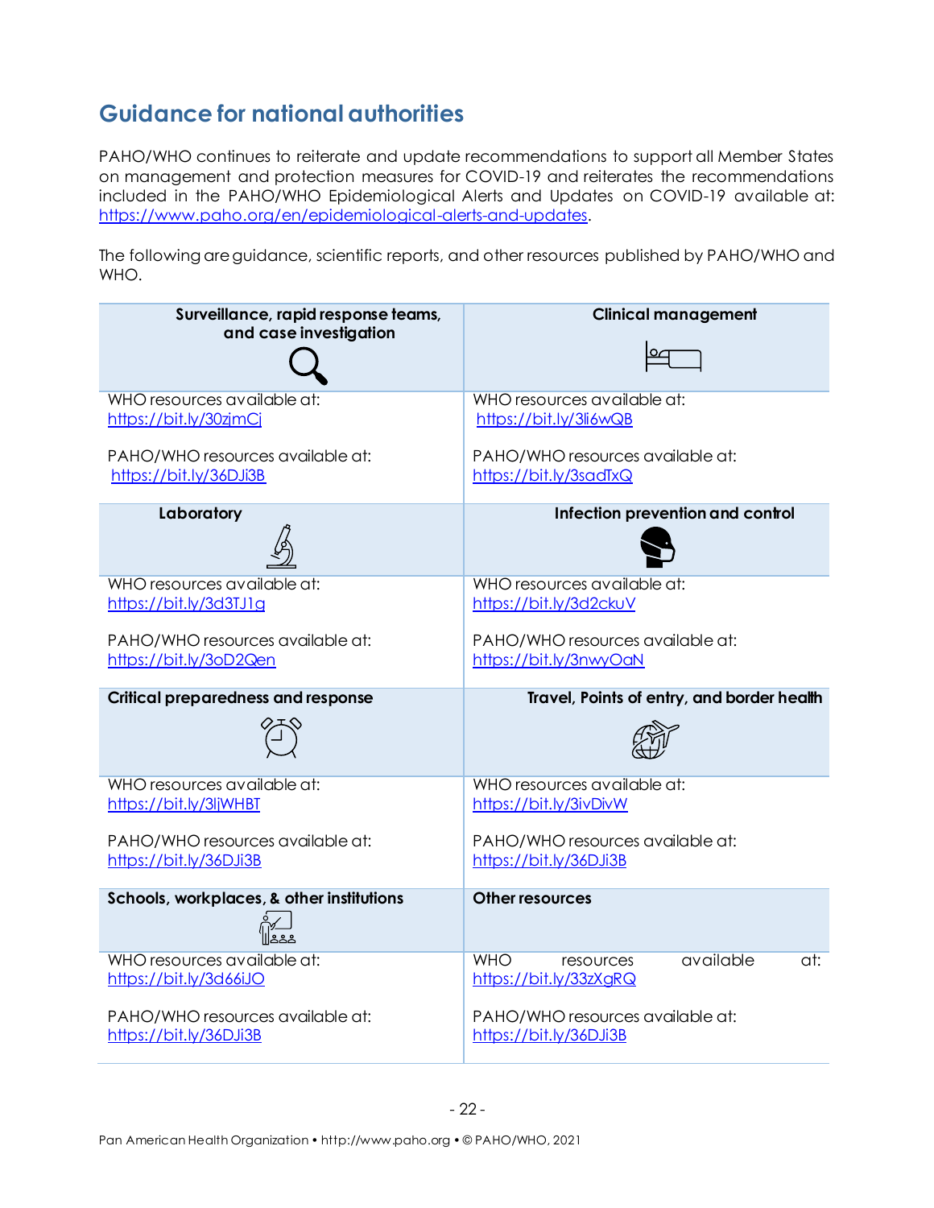## Guidance for national authorities

PAHO/WHO continues to reiterate and update recommendations to support all Member States on management and protection measures for COVID-19 and reiterates the recommendations included in the PAHO/WHO Epidemiological Alerts and Updates on COVID-19 available at: https://www.paho.org/en/epidemiological-alerts-and-updates.

The following are guidance, scientific reports, and other resources published by PAHO/WHO and WHO.

| Surveillance, rapid response teams, and case investigation | Clinical management |
|---|---|
| WHO resources available at: https://bit.ly/30zjmCj<br><br>PAHO/WHO resources available at: https://bit.ly/36DJi3B | WHO resources available at: https://bit.ly/3li6wQB<br><br>PAHO/WHO resources available at: https://bit.ly/3sadTxQ |
| **Laboratory** | **Infection prevention and control** |
| WHO resources available at: https://bit.ly/3d3TJ1g<br><br>PAHO/WHO resources available at: https://bit.ly/3oD2Qen | WHO resources available at: https://bit.ly/3d2ckuV<br><br>PAHO/WHO resources available at: https://bit.ly/3nwyOaN |
| **Critical preparedness and response** | **Travel, Points of entry, and border health** |
| WHO resources available at: https://bit.ly/3ljWHBT<br><br>PAHO/WHO resources available at: https://bit.ly/36DJi3B | WHO resources available at: https://bit.ly/3ivDivW<br><br>PAHO/WHO resources available at: https://bit.ly/36DJi3B |
| **Schools, workplaces, & other institutions** | **Other resources** |
| WHO resources available at: https://bit.ly/3d66iJO<br><br>PAHO/WHO resources available at: https://bit.ly/36DJi3B | WHO resources available at: https://bit.ly/33zXgRQ<br><br>PAHO/WHO resources available at: https://bit.ly/36DJi3B |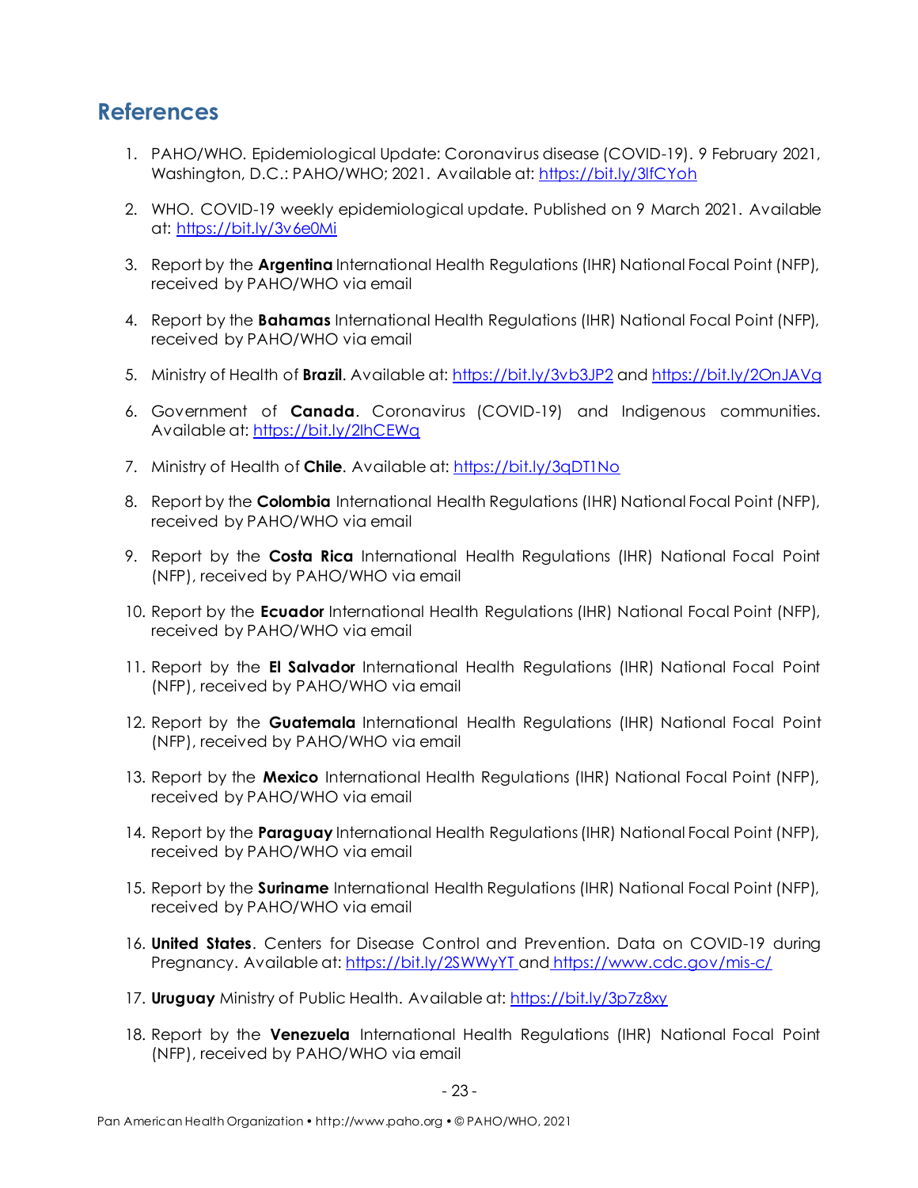## References

1. PAHO/WHO. Epidemiological Update: Coronavirus disease (COVID-19). 9 February 2021, Washington, D.C.: PAHO/WHO; 2021. Available at: https://bit.ly/3lfCYoh

2. WHO. COVID-19 weekly epidemiological update. Published on 9 March 2021. Available at: https://bit.ly/3v6e0Mi

3. Report by the **Argentina** International Health Regulations (IHR) National Focal Point (NFP), received by PAHO/WHO via email

4. Report by the **Bahamas** International Health Regulations (IHR) National Focal Point (NFP), received by PAHO/WHO via email

5. Ministry of Health of **Brazil**. Available at: https://bit.ly/3vb3JP2 and https://bit.ly/2OnJAVg

6. Government of **Canada**. Coronavirus (COVID-19) and Indigenous communities. Available at: https://bit.ly/2lhCEWq

7. Ministry of Health of **Chile**. Available at: https://bit.ly/3qDT1No

8. Report by the **Colombia** International Health Regulations (IHR) National Focal Point (NFP), received by PAHO/WHO via email

9. Report by the **Costa Rica** International Health Regulations (IHR) National Focal Point (NFP), received by PAHO/WHO via email

10. Report by the **Ecuador** International Health Regulations (IHR) National Focal Point (NFP), received by PAHO/WHO via email

11. Report by the **El Salvador** International Health Regulations (IHR) National Focal Point (NFP), received by PAHO/WHO via email

12. Report by the **Guatemala** International Health Regulations (IHR) National Focal Point (NFP), received by PAHO/WHO via email

13. Report by the **Mexico** International Health Regulations (IHR) National Focal Point (NFP), received by PAHO/WHO via email

14. Report by the **Paraguay** International Health Regulations (IHR) National Focal Point (NFP), received by PAHO/WHO via email

15. Report by the **Suriname** International Health Regulations (IHR) National Focal Point (NFP), received by PAHO/WHO via email

16. **United States**. Centers for Disease Control and Prevention. Data on COVID-19 during Pregnancy. Available at: https://bit.ly/2SWWyYT and https://www.cdc.gov/mis-c/

17. **Uruguay** Ministry of Public Health. Available at: https://bit.ly/3p7z8xy

18. Report by the **Venezuela** International Health Regulations (IHR) National Focal Point (NFP), received by PAHO/WHO via email